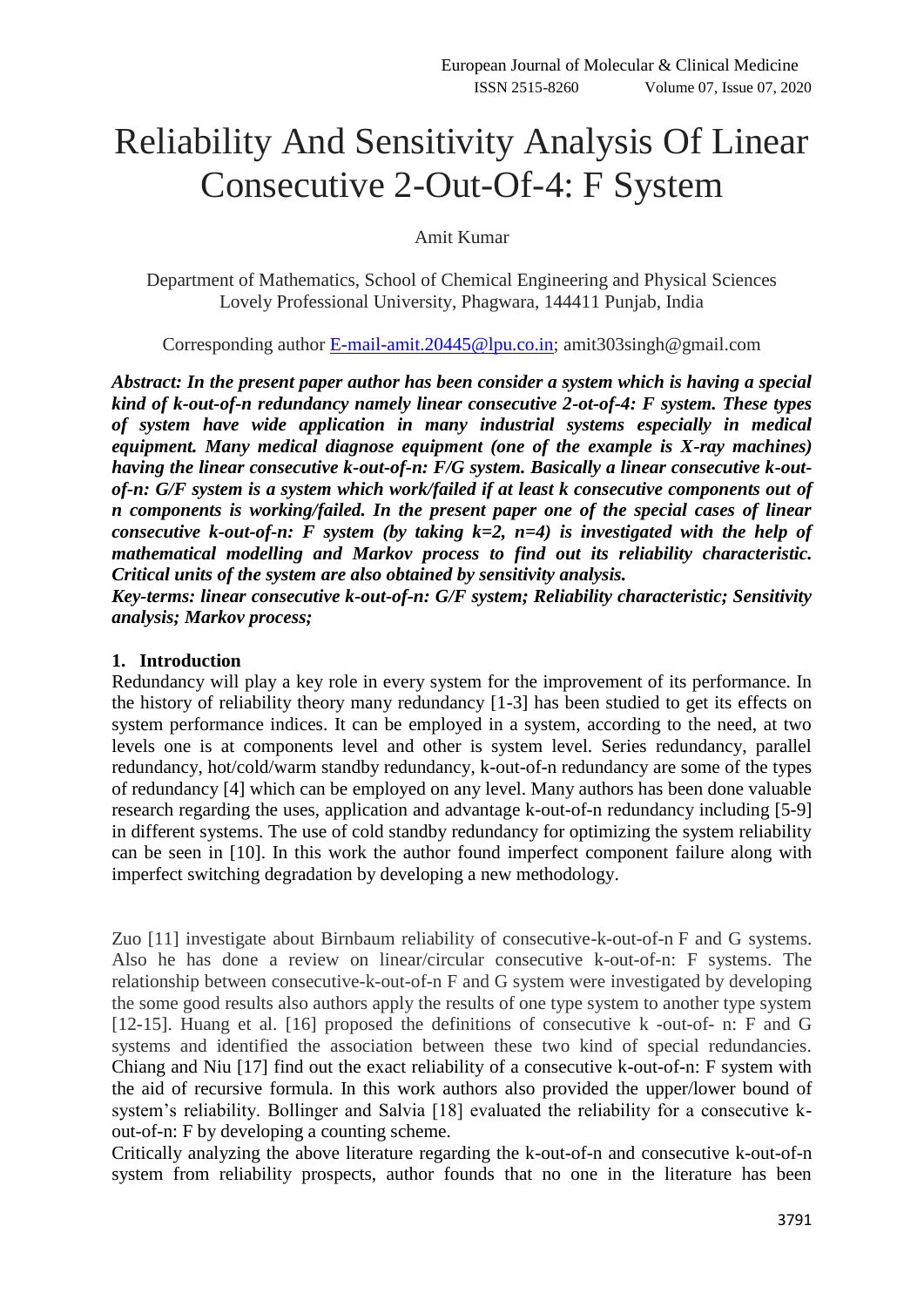# Reliability And Sensitivity Analysis Of Linear Consecutive 2-Out-Of-4: F System

Amit Kumar

Department of Mathematics, School of Chemical Engineering and Physical Sciences
Lovely Professional University, Phagwara, 144411 Punjab, India

Corresponding author E-mail-amit.20445@lpu.co.in; amit303singh@gmail.com

***Abstract: In the present paper author has been consider a system which is having a special kind of k-out-of-n redundancy namely linear consecutive 2-ot-of-4: F system. These types of system have wide application in many industrial systems especially in medical equipment. Many medical diagnose equipment (one of the example is X-ray machines) having the linear consecutive k-out-of-n: F/G system. Basically a linear consecutive k-out-of-n: G/F system is a system which work/failed if at least k consecutive components out of n components is working/failed. In the present paper one of the special cases of linear consecutive k-out-of-n: F system (by taking k=2, n=4) is investigated with the help of mathematical modelling and Markov process to find out its reliability characteristic. Critical units of the system are also obtained by sensitivity analysis.***

***Key-terms: linear consecutive k-out-of-n: G/F system; Reliability characteristic; Sensitivity analysis; Markov process;***

## 1. Introduction

Redundancy will play a key role in every system for the improvement of its performance. In the history of reliability theory many redundancy [1-3] has been studied to get its effects on system performance indices. It can be employed in a system, according to the need, at two levels one is at components level and other is system level. Series redundancy, parallel redundancy, hot/cold/warm standby redundancy, k-out-of-n redundancy are some of the types of redundancy [4] which can be employed on any level. Many authors has been done valuable research regarding the uses, application and advantage k-out-of-n redundancy including [5-9] in different systems. The use of cold standby redundancy for optimizing the system reliability can be seen in [10]. In this work the author found imperfect component failure along with imperfect switching degradation by developing a new methodology.

Zuo [11] investigate about Birnbaum reliability of consecutive-k-out-of-n F and G systems. Also he has done a review on linear/circular consecutive k-out-of-n: F systems. The relationship between consecutive-k-out-of-n F and G system were investigated by developing the some good results also authors apply the results of one type system to another type system [12-15]. Huang et al. [16] proposed the definitions of consecutive k -out-of- n: F and G systems and identified the association between these two kind of special redundancies. Chiang and Niu [17] find out the exact reliability of a consecutive k-out-of-n: F system with the aid of recursive formula. In this work authors also provided the upper/lower bound of system's reliability. Bollinger and Salvia [18] evaluated the reliability for a consecutive k-out-of-n: F by developing a counting scheme.
Critically analyzing the above literature regarding the k-out-of-n and consecutive k-out-of-n system from reliability prospects, author founds that no one in the literature has been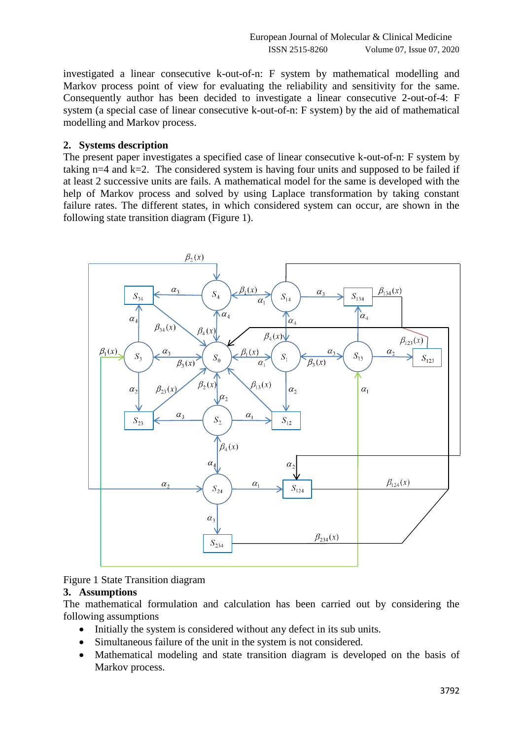investigated a linear consecutive k-out-of-n: F system by mathematical modelling and Markov process point of view for evaluating the reliability and sensitivity for the same. Consequently author has been decided to investigate a linear consecutive 2-out-of-4: F system (a special case of linear consecutive k-out-of-n: F system) by the aid of mathematical modelling and Markov process.

## 2. Systems description

The present paper investigates a specified case of linear consecutive k-out-of-n: F system by taking n=4 and k=2. The considered system is having four units and supposed to be failed if at least 2 successive units are fails. A mathematical model for the same is developed with the help of Markov process and solved by using Laplace transformation by taking constant failure rates. The different states, in which considered system can occur, are shown in the following state transition diagram (Figure 1).

Figure 1 State Transition diagram

## 3. Assumptions

The mathematical formulation and calculation has been carried out by considering the following assumptions

- Initially the system is considered without any defect in its sub units.
- Simultaneous failure of the unit in the system is not considered.
- Mathematical modeling and state transition diagram is developed on the basis of Markov process.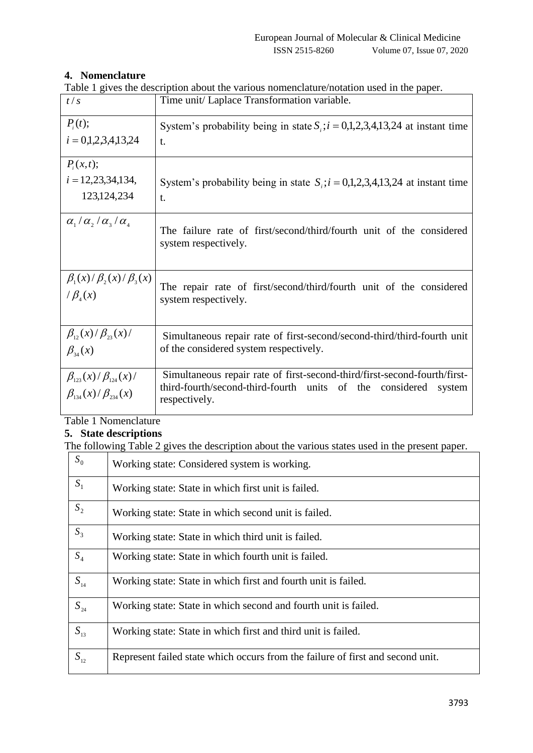## 4. Nomenclature

Table 1 gives the description about the various nomenclature/notation used in the paper.

| | |
|---|---|
| $t / s$ | Time unit/ Laplace Transformation variable. |
| $P_i(t)$; $i = 0,1,2,3,4,13,24$ | System's probability being in state $S_i; i = 0,1,2,3,4,13,24$ at instant time t. |
| $P_i(x,t)$; $i = 12,23,34,134,$ $123,124,234$ | System's probability being in state $S_i; i = 0,1,2,3,4,13,24$ at instant time t. |
| $\alpha_1 / \alpha_2 / \alpha_3 / \alpha_4$ | The failure rate of first/second/third/fourth unit of the considered system respectively. |
| $\beta_1(x) / \beta_2(x) / \beta_3(x)$ $/ \beta_4(x)$ | The repair rate of first/second/third/fourth unit of the considered system respectively. |
| $\beta_{12}(x) / \beta_{23}(x) /$ $\beta_{34}(x)$ | Simultaneous repair rate of first-second/second-third/third-fourth unit of the considered system respectively. |
| $\beta_{123}(x) / \beta_{124}(x) /$ $\beta_{134}(x) / \beta_{234}(x)$ | Simultaneous repair rate of first-second-third/first-second-fourth/first-third-fourth/second-third-fourth units of the considered system respectively. |

Table 1 Nomenclature

## 5. State descriptions

The following Table 2 gives the description about the various states used in the present paper.

| | |
|---|---|
| $S_0$ | Working state: Considered system is working. |
| $S_1$ | Working state: State in which first unit is failed. |
| $S_2$ | Working state: State in which second unit is failed. |
| $S_3$ | Working state: State in which third unit is failed. |
| $S_4$ | Working state: State in which fourth unit is failed. |
| $S_{14}$ | Working state: State in which first and fourth unit is failed. |
| $S_{24}$ | Working state: State in which second and fourth unit is failed. |
| $S_{13}$ | Working state: State in which first and third unit is failed. |
| $S_{12}$ | Represent failed state which occurs from the failure of first and second unit. |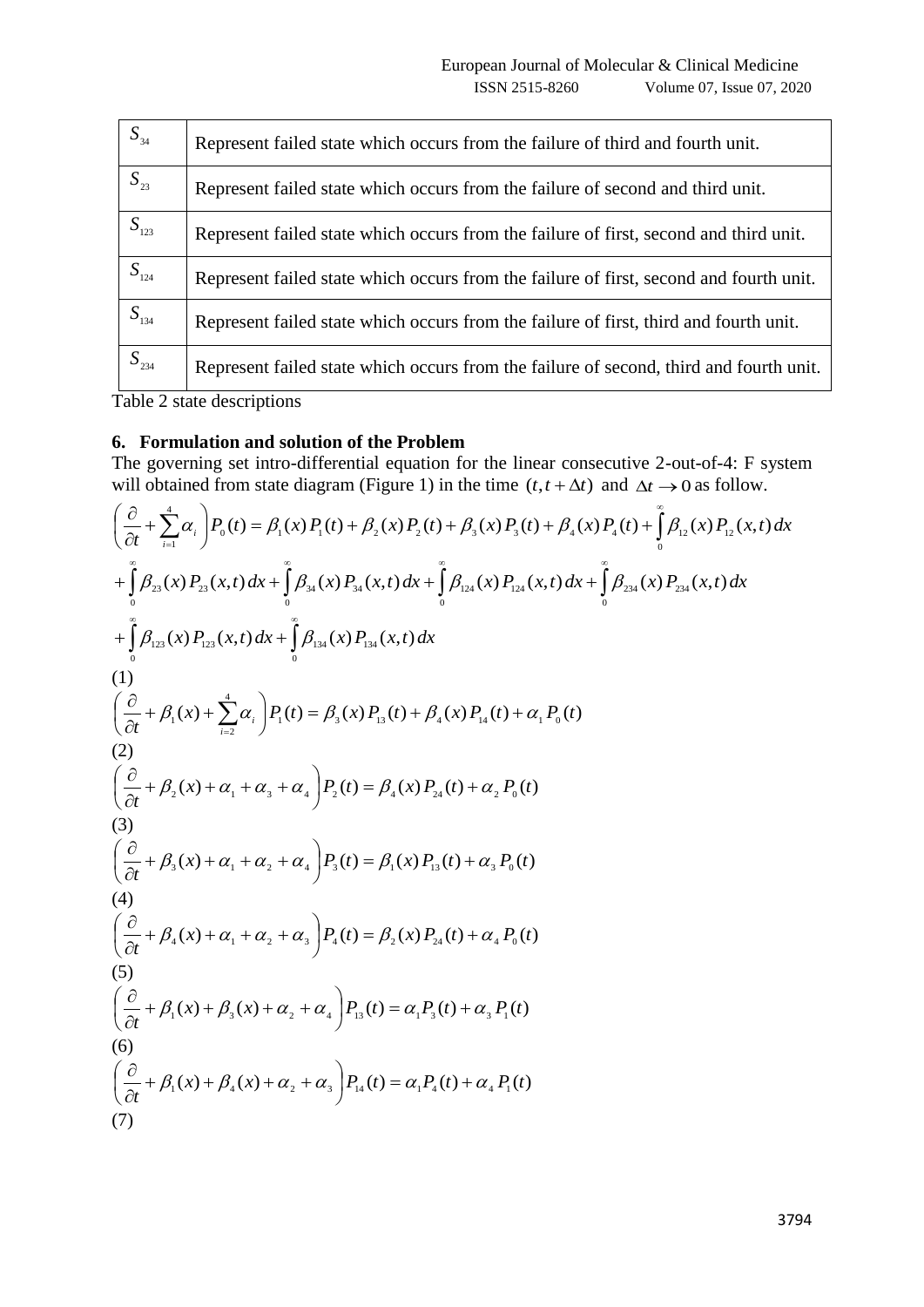| | |
|---|---|
| $S_{34}$ | Represent failed state which occurs from the failure of third and fourth unit. |
| $S_{23}$ | Represent failed state which occurs from the failure of second and third unit. |
| $S_{123}$ | Represent failed state which occurs from the failure of first, second and third unit. |
| $S_{124}$ | Represent failed state which occurs from the failure of first, second and fourth unit. |
| $S_{134}$ | Represent failed state which occurs from the failure of first, third and fourth unit. |
| $S_{234}$ | Represent failed state which occurs from the failure of second, third and fourth unit. |

Table 2 state descriptions

## 6. Formulation and solution of the Problem

The governing set intro-differential equation for the linear consecutive 2-out-of-4: F system will obtained from state diagram (Figure 1) in the time $(t, t+\Delta t)$ and $\Delta t \to 0$ as follow.

$$\left(\frac{\partial}{\partial t}+\sum_{i=1}^{4}\alpha_i\right)P_0(t)=\beta_1(x)P_1(t)+\beta_2(x)P_2(t)+\beta_3(x)P_3(t)+\beta_4(x)P_4(t)+\int_0^\infty \beta_{12}(x)P_{12}(x,t)\,dx$$
$$+\int_0^\infty \beta_{23}(x)P_{23}(x,t)\,dx+\int_0^\infty \beta_{34}(x)P_{34}(x,t)\,dx+\int_0^\infty \beta_{124}(x)P_{124}(x,t)\,dx+\int_0^\infty \beta_{234}(x)P_{234}(x,t)\,dx$$
$$+\int_0^\infty \beta_{123}(x)P_{123}(x,t)\,dx+\int_0^\infty \beta_{134}(x)P_{134}(x,t)\,dx$$

(1)

$$\left(\frac{\partial}{\partial t}+\beta_1(x)+\sum_{i=2}^{4}\alpha_i\right)P_1(t)=\beta_3(x)P_{13}(t)+\beta_4(x)P_{14}(t)+\alpha_1 P_0(t)$$

(2)

$$\left(\frac{\partial}{\partial t}+\beta_2(x)+\alpha_1+\alpha_3+\alpha_4\right)P_2(t)=\beta_4(x)P_{24}(t)+\alpha_2 P_0(t)$$

(3)

$$\left(\frac{\partial}{\partial t}+\beta_3(x)+\alpha_1+\alpha_2+\alpha_4\right)P_3(t)=\beta_1(x)P_{13}(t)+\alpha_3 P_0(t)$$

(4)

$$\left(\frac{\partial}{\partial t}+\beta_4(x)+\alpha_1+\alpha_2+\alpha_3\right)P_4(t)=\beta_2(x)P_{24}(t)+\alpha_4 P_0(t)$$

(5)

$$\left(\frac{\partial}{\partial t}+\beta_1(x)+\beta_3(x)+\alpha_2+\alpha_4\right)P_{13}(t)=\alpha_1 P_3(t)+\alpha_3 P_1(t)$$

(6)

$$\left(\frac{\partial}{\partial t}+\beta_1(x)+\beta_4(x)+\alpha_2+\alpha_3\right)P_{14}(t)=\alpha_1 P_4(t)+\alpha_4 P_1(t)$$

(7)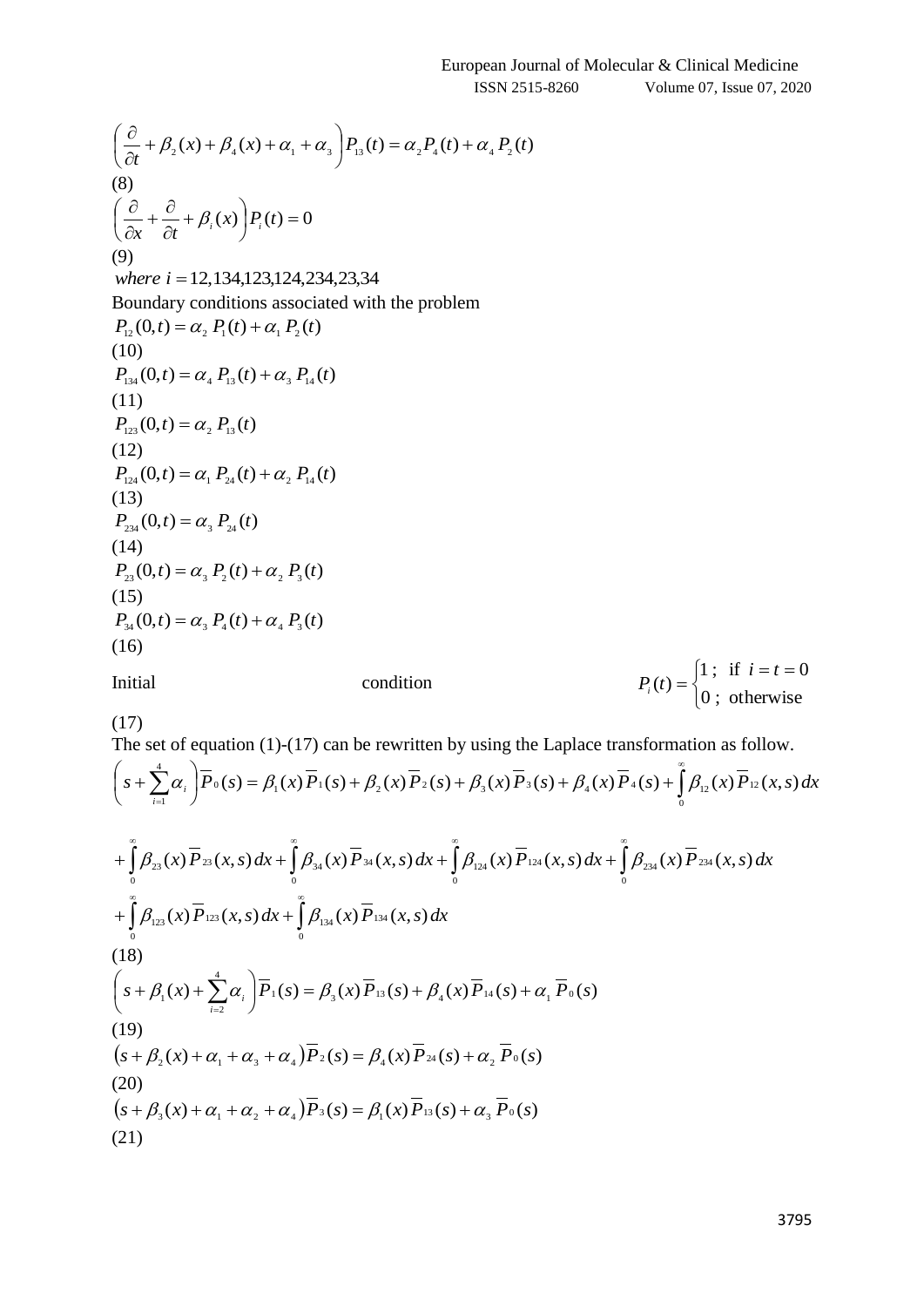$$\left(\frac{\partial}{\partial t}+\beta_2(x)+\beta_4(x)+\alpha_1+\alpha_3\right)P_{13}(t)=\alpha_2 P_4(t)+\alpha_4 P_2(t)$$

(8)

$$\left(\frac{\partial}{\partial x}+\frac{\partial}{\partial t}+\beta_i(x)\right)P_i(t)=0$$

(9)

*where* $i = 12,134,123,124,234,23,34$

Boundary conditions associated with the problem

$$P_{12}(0,t)=\alpha_2\, P_1(t)+\alpha_1\, P_2(t)$$

(10)

$$P_{134}(0,t)=\alpha_4\, P_{13}(t)+\alpha_3\, P_{14}(t)$$

(11)

$$P_{123}(0,t)=\alpha_2\, P_{13}(t)$$

(12)

$$P_{124}(0,t)=\alpha_1\, P_{24}(t)+\alpha_2\, P_{14}(t)$$

(13)

$$P_{234}(0,t)=\alpha_3\, P_{24}(t)$$

(14)

$$P_{23}(0,t)=\alpha_3\, P_2(t)+\alpha_2\, P_3(t)$$

(15)

$$P_{34}(0,t)=\alpha_3\, P_4(t)+\alpha_4\, P_3(t)$$

(16)

Initial condition $P_i(t)=\begin{cases}1\,; & \text{if } i=t=0\\ 0\,; & \text{otherwise}\end{cases}$

(17)

The set of equation (1)-(17) can be rewritten by using the Laplace transformation as follow.

$$\left(s+\sum_{i=1}^{4}\alpha_i\right)\overline{P}_0(s)=\beta_1(x)\overline{P}_1(s)+\beta_2(x)\overline{P}_2(s)+\beta_3(x)\overline{P}_3(s)+\beta_4(x)\overline{P}_4(s)+\int_0^\infty\beta_{12}(x)\overline{P}_{12}(x,s)\,dx$$

$$+\int_0^\infty\beta_{23}(x)\overline{P}_{23}(x,s)\,dx+\int_0^\infty\beta_{34}(x)\overline{P}_{34}(x,s)\,dx+\int_0^\infty\beta_{124}(x)\overline{P}_{124}(x,s)\,dx+\int_0^\infty\beta_{234}(x)\overline{P}_{234}(x,s)\,dx$$

$$+\int_0^\infty\beta_{123}(x)\overline{P}_{123}(x,s)\,dx+\int_0^\infty\beta_{134}(x)\overline{P}_{134}(x,s)\,dx$$

(18)

$$\left(s+\beta_1(x)+\sum_{i=2}^{4}\alpha_i\right)\overline{P}_1(s)=\beta_3(x)\overline{P}_{13}(s)+\beta_4(x)\overline{P}_{14}(s)+\alpha_1\,\overline{P}_0(s)$$

(19)

$$\left(s+\beta_2(x)+\alpha_1+\alpha_3+\alpha_4\right)\overline{P}_2(s)=\beta_4(x)\overline{P}_{24}(s)+\alpha_2\,\overline{P}_0(s)$$

(20)

$$\left(s+\beta_3(x)+\alpha_1+\alpha_2+\alpha_4\right)\overline{P}_3(s)=\beta_1(x)\overline{P}_{13}(s)+\alpha_3\,\overline{P}_0(s)$$

(21)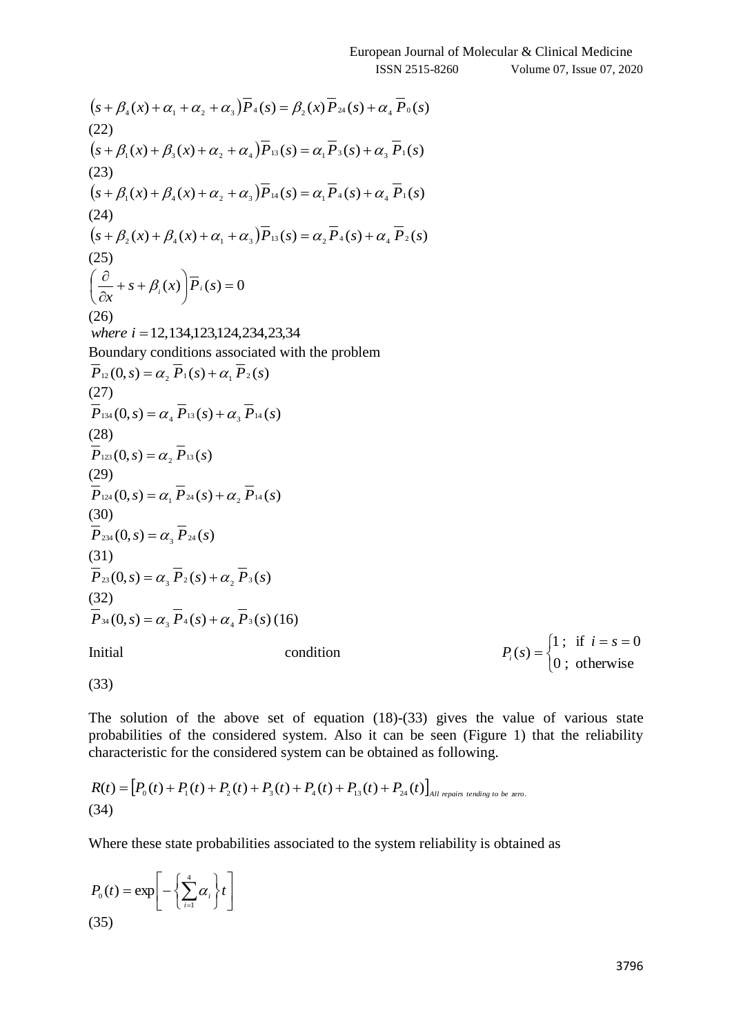$$\left(s+\beta_4(x)+\alpha_1+\alpha_2+\alpha_3\right)\overline{P}_4(s)=\beta_2(x)\,\overline{P}_{24}(s)+\alpha_4\,\overline{P}_0(s)$$
(22)

$$\left(s+\beta_1(x)+\beta_3(x)+\alpha_2+\alpha_4\right)\overline{P}_{13}(s)=\alpha_1\,\overline{P}_3(s)+\alpha_3\,\overline{P}_1(s)$$
(23)

$$\left(s+\beta_1(x)+\beta_4(x)+\alpha_2+\alpha_3\right)\overline{P}_{14}(s)=\alpha_1\,\overline{P}_4(s)+\alpha_4\,\overline{P}_1(s)$$
(24)

$$\left(s+\beta_2(x)+\beta_4(x)+\alpha_1+\alpha_3\right)\overline{P}_{13}(s)=\alpha_2\,\overline{P}_4(s)+\alpha_4\,\overline{P}_2(s)$$
(25)

$$\left(\frac{\partial}{\partial x}+s+\beta_i(x)\right)\overline{P}_i(s)=0$$
(26)

*where* $i=12,134,123,124,234,23,34$

Boundary conditions associated with the problem

$$\overline{P}_{12}(0,s)=\alpha_2\,\overline{P}_1(s)+\alpha_1\,\overline{P}_2(s)$$
(27)

$$\overline{P}_{134}(0,s)=\alpha_4\,\overline{P}_{13}(s)+\alpha_3\,\overline{P}_{14}(s)$$
(28)

$$\overline{P}_{123}(0,s)=\alpha_2\,\overline{P}_{13}(s)$$
(29)

$$\overline{P}_{124}(0,s)=\alpha_1\,\overline{P}_{24}(s)+\alpha_2\,\overline{P}_{14}(s)$$
(30)

$$\overline{P}_{234}(0,s)=\alpha_3\,\overline{P}_{24}(s)$$
(31)

$$\overline{P}_{23}(0,s)=\alpha_3\,\overline{P}_2(s)+\alpha_2\,\overline{P}_3(s)$$
(32)

$$\overline{P}_{34}(0,s)=\alpha_3\,\overline{P}_4(s)+\alpha_4\,\overline{P}_3(s)\ (16)$$

Initial condition $P_i(s)=\begin{cases}1\,; & \text{if } i=s=0\\ 0\,; & \text{otherwise}\end{cases}$

(33)

The solution of the above set of equation (18)-(33) gives the value of various state probabilities of the considered system. Also it can be seen (Figure 1) that the reliability characteristic for the considered system can be obtained as following.

$$R(t)=\left[P_0(t)+P_1(t)+P_2(t)+P_3(t)+P_4(t)+P_{13}(t)+P_{24}(t)\right]_{\text{All repairs tending to be zero}}.$$
(34)

Where these state probabilities associated to the system reliability is obtained as

$$P_0(t)=\exp\left[-\left\{\sum_{i=1}^{4}\alpha_i\right\}t\right]$$
(35)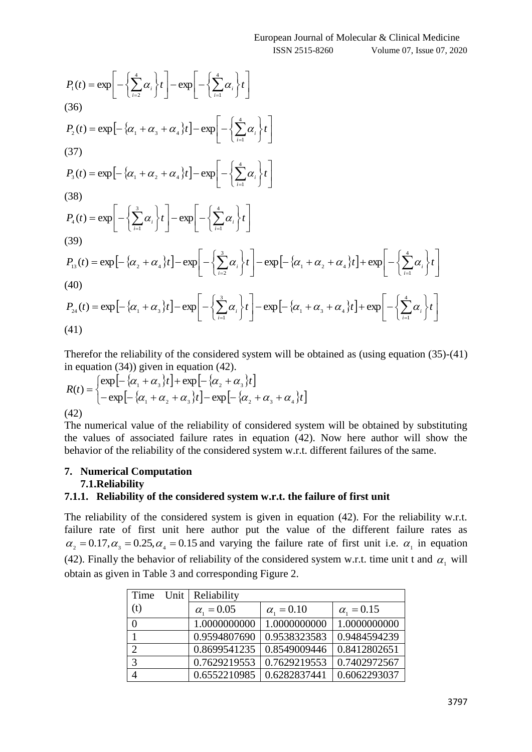$$P_1(t) = \exp\left[-\left\{\sum_{i=2}^{4}\alpha_i\right\}t\right] - \exp\left[-\left\{\sum_{i=1}^{4}\alpha_i\right\}t\right]$$

(36)

$$P_2(t) = \exp\left[-\{\alpha_1 + \alpha_3 + \alpha_4\}t\right] - \exp\left[-\left\{\sum_{i=1}^{4}\alpha_i\right\}t\right]$$

(37)

$$P_3(t) = \exp\left[-\{\alpha_1 + \alpha_2 + \alpha_4\}t\right] - \exp\left[-\left\{\sum_{i=1}^{4}\alpha_i\right\}t\right]$$

(38)

$$P_4(t) = \exp\left[-\left\{\sum_{i=1}^{3}\alpha_i\right\}t\right] - \exp\left[-\left\{\sum_{i=1}^{4}\alpha_i\right\}t\right]$$

(39)

$$P_{13}(t) = \exp\left[-\{\alpha_2 + \alpha_4\}t\right] - \exp\left[-\left\{\sum_{i=2}^{3}\alpha_i\right\}t\right] - \exp\left[-\{\alpha_1 + \alpha_2 + \alpha_4\}t\right] + \exp\left[-\left\{\sum_{i=1}^{4}\alpha_i\right\}t\right]$$

(40)

$$P_{24}(t) = \exp\left[-\{\alpha_1 + \alpha_3\}t\right] - \exp\left[-\left\{\sum_{i=1}^{3}\alpha_i\right\}t\right] - \exp\left[-\{\alpha_1 + \alpha_3 + \alpha_4\}t\right] + \exp\left[-\left\{\sum_{i=1}^{4}\alpha_i\right\}t\right]$$

(41)

Therefor the reliability of the considered system will be obtained as (using equation (35)-(41) in equation (34)) given in equation (42).

$$R(t) = \begin{cases} \exp\left[-\{\alpha_1 + \alpha_3\}t\right] + \exp\left[-\{\alpha_2 + \alpha_3\}t\right] \\ -\exp\left[-\{\alpha_1 + \alpha_2 + \alpha_3\}t\right] - \exp\left[-\{\alpha_2 + \alpha_3 + \alpha_4\}t\right] \end{cases}$$

(42)

The numerical value of the reliability of considered system will be obtained by substituting the values of associated failure rates in equation (42). Now here author will show the behavior of the reliability of the considered system w.r.t. different failures of the same.

## 7. Numerical Computation

### 7.1.Reliability

#### 7.1.1. Reliability of the considered system w.r.t. the failure of first unit

The reliability of the considered system is given in equation (42). For the reliability w.r.t. failure rate of first unit here author put the value of the different failure rates as $\alpha_2 = 0.17, \alpha_3 = 0.25, \alpha_4 = 0.15$ and varying the failure rate of first unit i.e. $\alpha_1$ in equation (42). Finally the behavior of reliability of the considered system w.r.t. time unit t and $\alpha_1$ will obtain as given in Table 3 and corresponding Figure 2.

| Time Unit (t) | Reliability | | |
|---|---|---|---|
| | $\alpha_1 = 0.05$ | $\alpha_1 = 0.10$ | $\alpha_1 = 0.15$ |
| 0 | 1.0000000000 | 1.0000000000 | 1.0000000000 |
| 1 | 0.9594807690 | 0.9538323583 | 0.9484594239 |
| 2 | 0.8699541235 | 0.8549009446 | 0.8412802651 |
| 3 | 0.7629219553 | 0.7629219553 | 0.7402972567 |
| 4 | 0.6552210985 | 0.6282837441 | 0.6062293037 |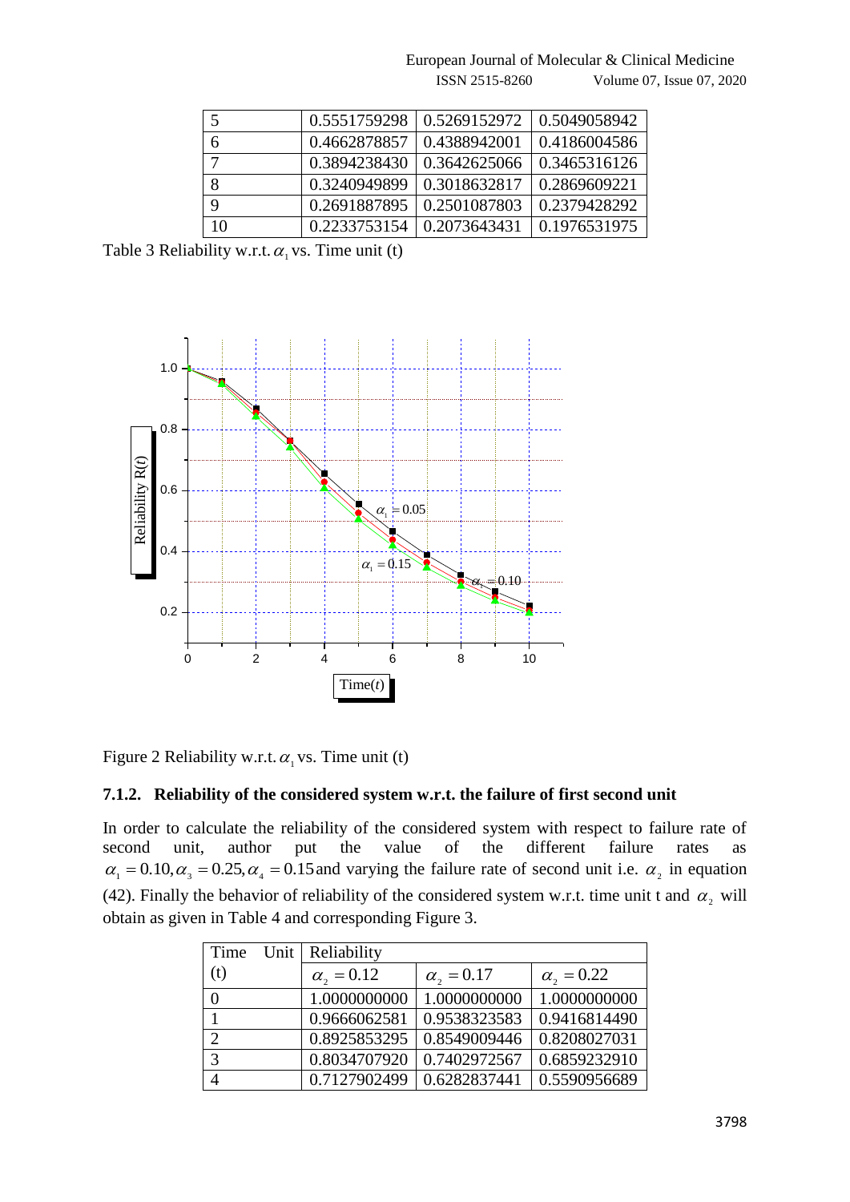| 5 | 0.5551759298 | 0.5269152972 | 0.5049058942 |
|---|---|---|---|
| 6 | 0.4662878857 | 0.4388942001 | 0.4186004586 |
| 7 | 0.3894238430 | 0.3642625066 | 0.3465316126 |
| 8 | 0.3240949899 | 0.3018632817 | 0.2869609221 |
| 9 | 0.2691887895 | 0.2501087803 | 0.2379428292 |
| 10 | 0.2233753154 | 0.2073643431 | 0.1976531975 |

Table 3 Reliability w.r.t. $\alpha_1$ vs. Time unit (t)

Figure 2 Reliability w.r.t. $\alpha_1$ vs. Time unit (t)

### 7.1.2. Reliability of the considered system w.r.t. the failure of first second unit

In order to calculate the reliability of the considered system with respect to failure rate of second unit, author put the value of the different failure rates as $\alpha_1 = 0.10, \alpha_3 = 0.25, \alpha_4 = 0.15$ and varying the failure rate of second unit i.e. $\alpha_2$ in equation (42). Finally the behavior of reliability of the considered system w.r.t. time unit t and $\alpha_2$ will obtain as given in Table 4 and corresponding Figure 3.

| Time Unit (t) | Reliability | | |
|---|---|---|---|
| | $\alpha_2 = 0.12$ | $\alpha_2 = 0.17$ | $\alpha_2 = 0.22$ |
| 0 | 1.0000000000 | 1.0000000000 | 1.0000000000 |
| 1 | 0.9666062581 | 0.9538323583 | 0.9416814490 |
| 2 | 0.8925853295 | 0.8549009446 | 0.8208027031 |
| 3 | 0.8034707920 | 0.7402972567 | 0.6859232910 |
| 4 | 0.7127902499 | 0.6282837441 | 0.5590956689 |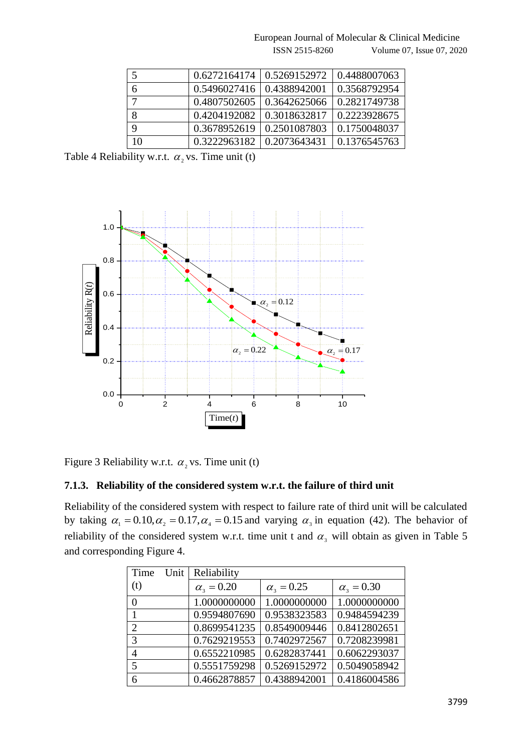| 5 | 0.6272164174 | 0.5269152972 | 0.4488007063 |
|---|---|---|---|
| 6 | 0.5496027416 | 0.4388942001 | 0.3568792954 |
| 7 | 0.4807502605 | 0.3642625066 | 0.2821749738 |
| 8 | 0.4204192082 | 0.3018632817 | 0.2223928675 |
| 9 | 0.3678952619 | 0.2501087803 | 0.1750048037 |
| 10 | 0.3222963182 | 0.2073643431 | 0.1376545763 |

Table 4 Reliability w.r.t. $\alpha_2$ vs. Time unit (t)

Figure 3 Reliability w.r.t. $\alpha_2$ vs. Time unit (t)

### 7.1.3. Reliability of the considered system w.r.t. the failure of third unit

Reliability of the considered system with respect to failure rate of third unit will be calculated by taking $\alpha_1 = 0.10, \alpha_2 = 0.17, \alpha_4 = 0.15$ and varying $\alpha_3$ in equation (42). The behavior of reliability of the considered system w.r.t. time unit t and $\alpha_3$ will obtain as given in Table 5 and corresponding Figure 4.

| Time Unit (t) | Reliability | | |
|---|---|---|---|
| | $\alpha_3 = 0.20$ | $\alpha_3 = 0.25$ | $\alpha_3 = 0.30$ |
| 0 | 1.0000000000 | 1.0000000000 | 1.0000000000 |
| 1 | 0.9594807690 | 0.9538323583 | 0.9484594239 |
| 2 | 0.8699541235 | 0.8549009446 | 0.8412802651 |
| 3 | 0.7629219553 | 0.7402972567 | 0.7208239981 |
| 4 | 0.6552210985 | 0.6282837441 | 0.6062293037 |
| 5 | 0.5551759298 | 0.5269152972 | 0.5049058942 |
| 6 | 0.4662878857 | 0.4388942001 | 0.4186004586 |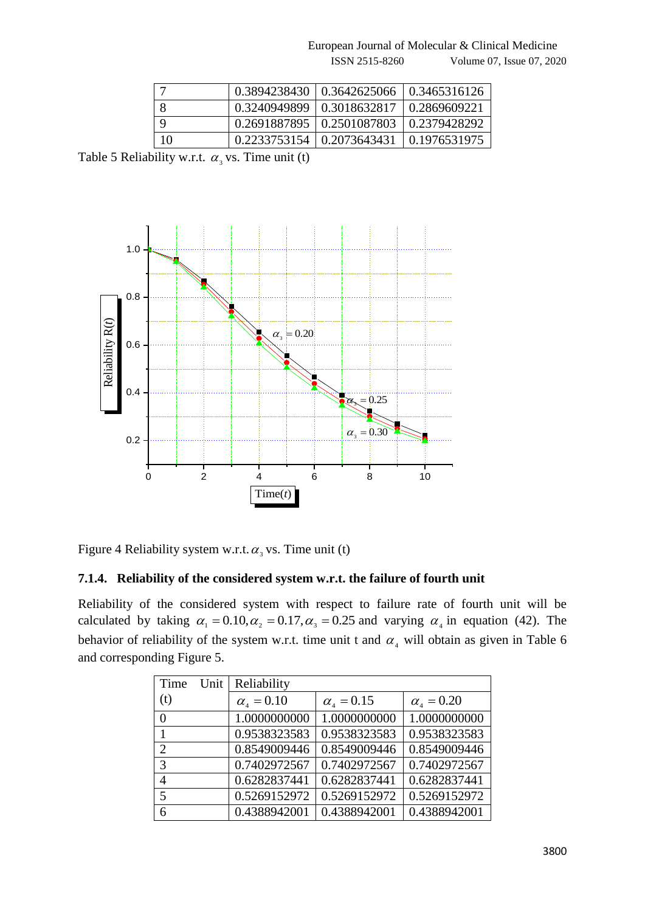| 7 | 0.3894238430 | 0.3642625066 | 0.3465316126 |
|---|---|---|---|
| 8 | 0.3240949899 | 0.3018632817 | 0.2869609221 |
| 9 | 0.2691887895 | 0.2501087803 | 0.2379428292 |
| 10 | 0.2233753154 | 0.2073643431 | 0.1976531975 |

Table 5 Reliability w.r.t. $\alpha_3$ vs. Time unit (t)

Figure 4 Reliability system w.r.t. $\alpha_3$ vs. Time unit (t)

#### 7.1.4. Reliability of the considered system w.r.t. the failure of fourth unit

Reliability of the considered system with respect to failure rate of fourth unit will be calculated by taking $\alpha_1 = 0.10, \alpha_2 = 0.17, \alpha_3 = 0.25$ and varying $\alpha_4$ in equation (42). The behavior of reliability of the system w.r.t. time unit t and $\alpha_4$ will obtain as given in Table 6 and corresponding Figure 5.

| Time Unit (t) | Reliability | | |
|---|---|---|---|
| | $\alpha_4 = 0.10$ | $\alpha_4 = 0.15$ | $\alpha_4 = 0.20$ |
| 0 | 1.0000000000 | 1.0000000000 | 1.0000000000 |
| 1 | 0.9538323583 | 0.9538323583 | 0.9538323583 |
| 2 | 0.8549009446 | 0.8549009446 | 0.8549009446 |
| 3 | 0.7402972567 | 0.7402972567 | 0.7402972567 |
| 4 | 0.6282837441 | 0.6282837441 | 0.6282837441 |
| 5 | 0.5269152972 | 0.5269152972 | 0.5269152972 |
| 6 | 0.4388942001 | 0.4388942001 | 0.4388942001 |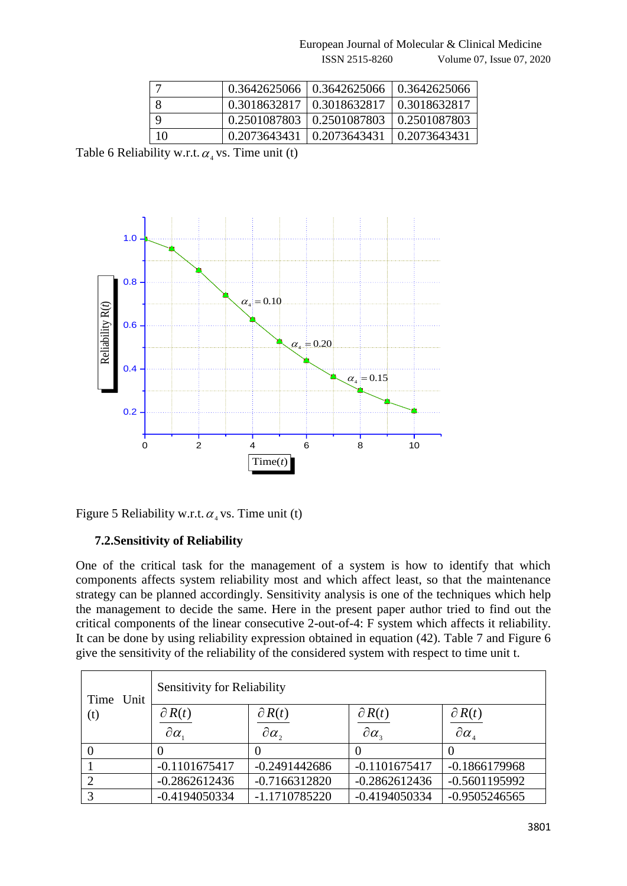| 7 | 0.3642625066 | 0.3642625066 | 0.3642625066 |
|---|---|---|---|
| 8 | 0.3018632817 | 0.3018632817 | 0.3018632817 |
| 9 | 0.2501087803 | 0.2501087803 | 0.2501087803 |
| 10 | 0.2073643431 | 0.2073643431 | 0.2073643431 |

Table 6 Reliability w.r.t. $\alpha_4$ vs. Time unit (t)

Figure 5 Reliability w.r.t. $\alpha_4$ vs. Time unit (t)

### 7.2.Sensitivity of Reliability

One of the critical task for the management of a system is how to identify that which components affects system reliability most and which affect least, so that the maintenance strategy can be planned accordingly. Sensitivity analysis is one of the techniques which help the management to decide the same. Here in the present paper author tried to find out the critical components of the linear consecutive 2-out-of-4: F system which affects it reliability. It can be done by using reliability expression obtained in equation (42). Table 7 and Figure 6 give the sensitivity of the reliability of the considered system with respect to time unit t.

| Time Unit (t) | Sensitivity for Reliability | | | |
|---|---|---|---|---|
| | $\frac{\partial R(t)}{\partial \alpha_1}$ | $\frac{\partial R(t)}{\partial \alpha_2}$ | $\frac{\partial R(t)}{\partial \alpha_3}$ | $\frac{\partial R(t)}{\partial \alpha_4}$ |
| 0 | 0 | 0 | 0 | 0 |
| 1 | -0.1101675417 | -0.2491442686 | -0.1101675417 | -0.1866179968 |
| 2 | -0.2862612436 | -0.7166312820 | -0.2862612436 | -0.5601195992 |
| 3 | -0.4194050334 | -1.1710785220 | -0.4194050334 | -0.9505246565 |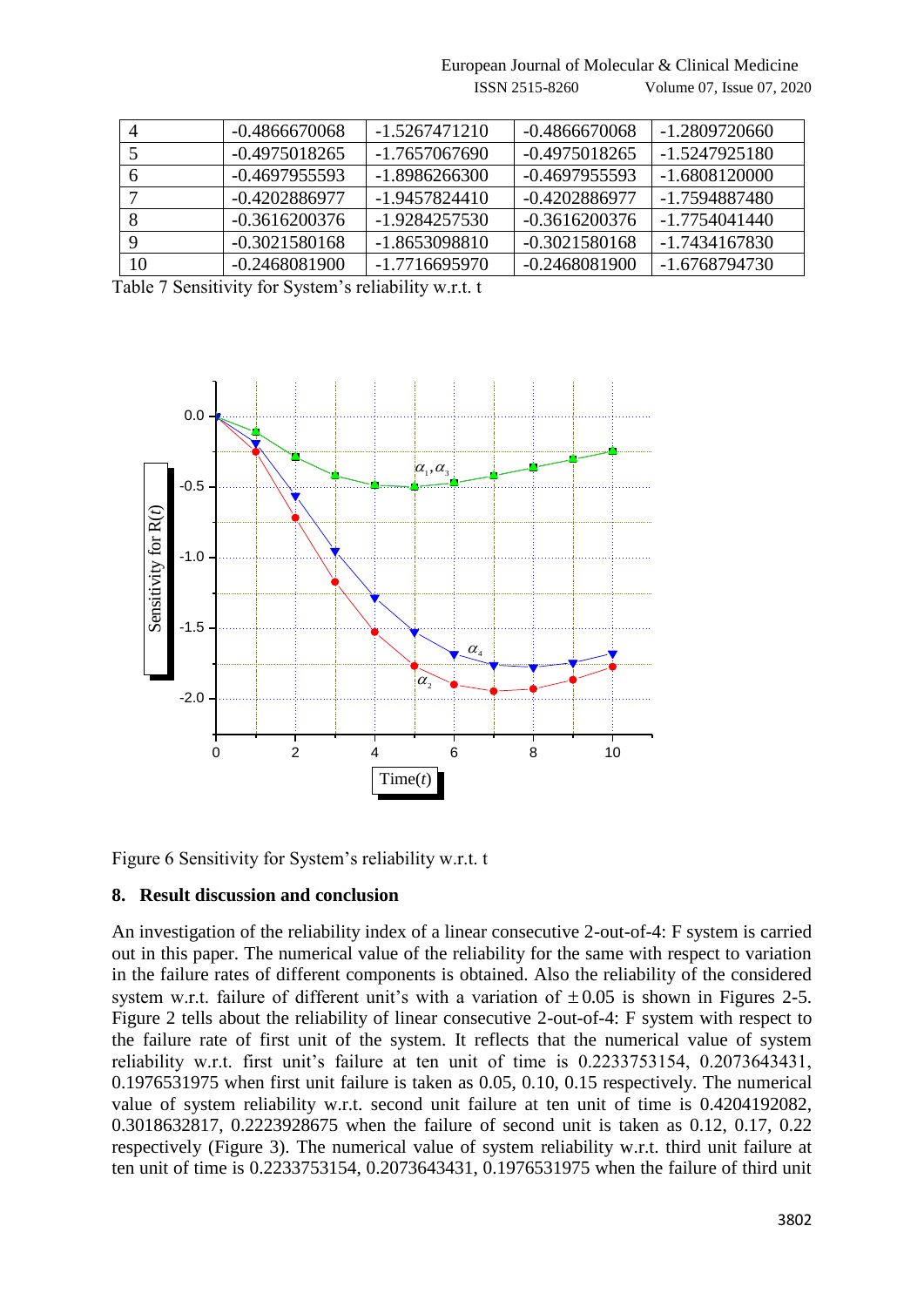| 4 | -0.4866670068 | -1.5267471210 | -0.4866670068 | -1.2809720660 |
|---|---|---|---|---|
| 5 | -0.4975018265 | -1.7657067690 | -0.4975018265 | -1.5247925180 |
| 6 | -0.4697955593 | -1.8986266300 | -0.4697955593 | -1.6808120000 |
| 7 | -0.4202886977 | -1.9457824410 | -0.4202886977 | -1.7594887480 |
| 8 | -0.3616200376 | -1.9284257530 | -0.3616200376 | -1.7754041440 |
| 9 | -0.3021580168 | -1.8653098810 | -0.3021580168 | -1.7434167830 |
| 10 | -0.2468081900 | -1.7716695970 | -0.2468081900 | -1.6768794730 |

Table 7 Sensitivity for System's reliability w.r.t. t

Figure 6 Sensitivity for System's reliability w.r.t. t

## 8. Result discussion and conclusion

An investigation of the reliability index of a linear consecutive 2-out-of-4: F system is carried out in this paper. The numerical value of the reliability for the same with respect to variation in the failure rates of different components is obtained. Also the reliability of the considered system w.r.t. failure of different unit's with a variation of $\pm 0.05$ is shown in Figures 2-5. Figure 2 tells about the reliability of linear consecutive 2-out-of-4: F system with respect to the failure rate of first unit of the system. It reflects that the numerical value of system reliability w.r.t. first unit's failure at ten unit of time is 0.2233753154, 0.2073643431, 0.1976531975 when first unit failure is taken as 0.05, 0.10, 0.15 respectively. The numerical value of system reliability w.r.t. second unit failure at ten unit of time is 0.4204192082, 0.3018632817, 0.2223928675 when the failure of second unit is taken as 0.12, 0.17, 0.22 respectively (Figure 3). The numerical value of system reliability w.r.t. third unit failure at ten unit of time is 0.2233753154, 0.2073643431, 0.1976531975 when the failure of third unit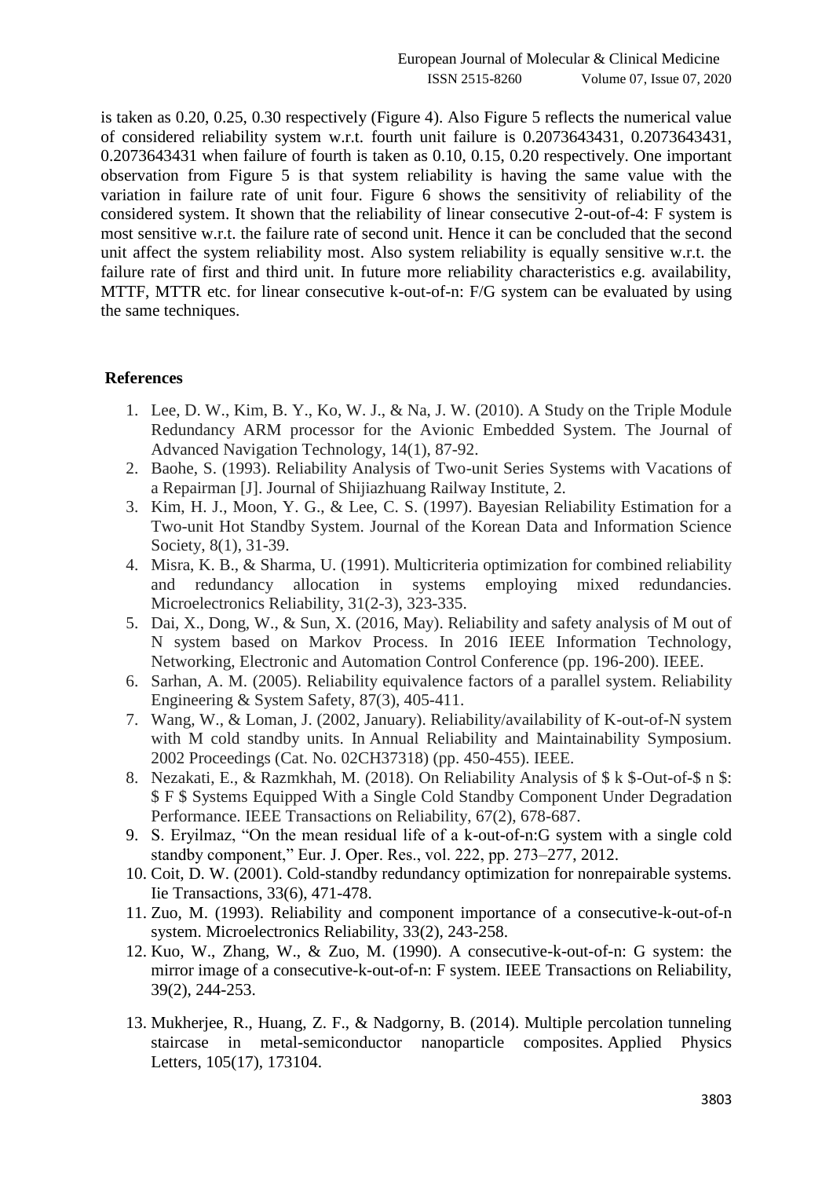is taken as 0.20, 0.25, 0.30 respectively (Figure 4). Also Figure 5 reflects the numerical value of considered reliability system w.r.t. fourth unit failure is 0.2073643431, 0.2073643431, 0.2073643431 when failure of fourth is taken as 0.10, 0.15, 0.20 respectively. One important observation from Figure 5 is that system reliability is having the same value with the variation in failure rate of unit four. Figure 6 shows the sensitivity of reliability of the considered system. It shown that the reliability of linear consecutive 2-out-of-4: F system is most sensitive w.r.t. the failure rate of second unit. Hence it can be concluded that the second unit affect the system reliability most. Also system reliability is equally sensitive w.r.t. the failure rate of first and third unit. In future more reliability characteristics e.g. availability, MTTF, MTTR etc. for linear consecutive k-out-of-n: F/G system can be evaluated by using the same techniques.

## References

1. Lee, D. W., Kim, B. Y., Ko, W. J., & Na, J. W. (2010). A Study on the Triple Module Redundancy ARM processor for the Avionic Embedded System. The Journal of Advanced Navigation Technology, 14(1), 87-92.
2. Baohe, S. (1993). Reliability Analysis of Two-unit Series Systems with Vacations of a Repairman [J]. Journal of Shijiazhuang Railway Institute, 2.
3. Kim, H. J., Moon, Y. G., & Lee, C. S. (1997). Bayesian Reliability Estimation for a Two-unit Hot Standby System. Journal of the Korean Data and Information Science Society, 8(1), 31-39.
4. Misra, K. B., & Sharma, U. (1991). Multicriteria optimization for combined reliability and redundancy allocation in systems employing mixed redundancies. Microelectronics Reliability, 31(2-3), 323-335.
5. Dai, X., Dong, W., & Sun, X. (2016, May). Reliability and safety analysis of M out of N system based on Markov Process. In 2016 IEEE Information Technology, Networking, Electronic and Automation Control Conference (pp. 196-200). IEEE.
6. Sarhan, A. M. (2005). Reliability equivalence factors of a parallel system. Reliability Engineering & System Safety, 87(3), 405-411.
7. Wang, W., & Loman, J. (2002, January). Reliability/availability of K-out-of-N system with M cold standby units. In Annual Reliability and Maintainability Symposium. 2002 Proceedings (Cat. No. 02CH37318) (pp. 450-455). IEEE.
8. Nezakati, E., & Razmkhah, M. (2018). On Reliability Analysis of $ k $-Out-of-$ n $: $ F $ Systems Equipped With a Single Cold Standby Component Under Degradation Performance. IEEE Transactions on Reliability, 67(2), 678-687.
9. S. Eryilmaz, "On the mean residual life of a k-out-of-n:G system with a single cold standby component," Eur. J. Oper. Res., vol. 222, pp. 273–277, 2012.
10. Coit, D. W. (2001). Cold-standby redundancy optimization for nonrepairable systems. Iie Transactions, 33(6), 471-478.
11. Zuo, M. (1993). Reliability and component importance of a consecutive-k-out-of-n system. Microelectronics Reliability, 33(2), 243-258.
12. Kuo, W., Zhang, W., & Zuo, M. (1990). A consecutive-k-out-of-n: G system: the mirror image of a consecutive-k-out-of-n: F system. IEEE Transactions on Reliability, 39(2), 244-253.
13. Mukherjee, R., Huang, Z. F., & Nadgorny, B. (2014). Multiple percolation tunneling staircase in metal-semiconductor nanoparticle composites. Applied Physics Letters, 105(17), 173104.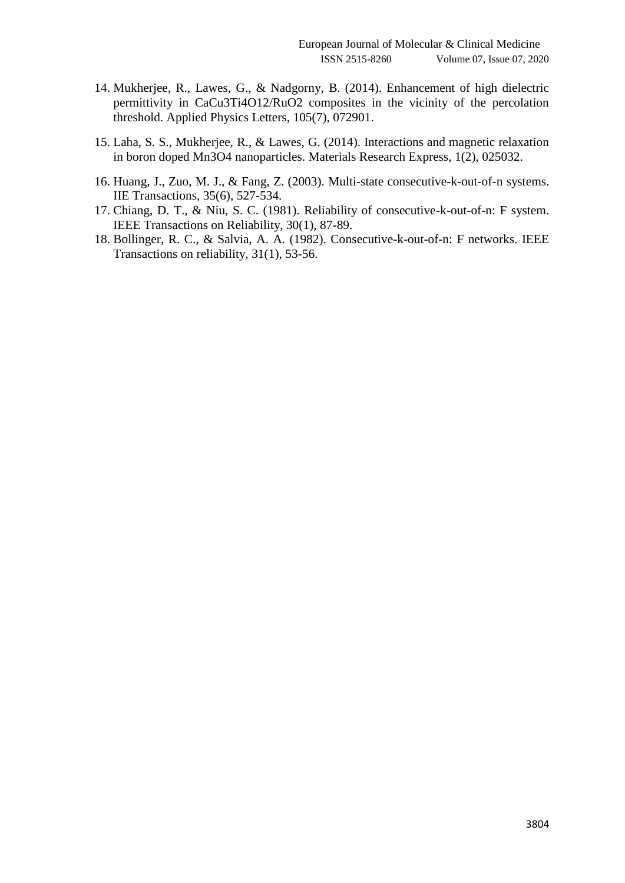14. Mukherjee, R., Lawes, G., & Nadgorny, B. (2014). Enhancement of high dielectric permittivity in $CaCu_3Ti_4O_{12}/RuO_2$ composites in the vicinity of the percolation threshold. Applied Physics Letters, 105(7), 072901.
15. Laha, S. S., Mukherjee, R., & Lawes, G. (2014). Interactions and magnetic relaxation in boron doped $Mn_3O_4$ nanoparticles. Materials Research Express, 1(2), 025032.
16. Huang, J., Zuo, M. J., & Fang, Z. (2003). Multi-state consecutive-k-out-of-n systems. IIE Transactions, 35(6), 527-534.
17. Chiang, D. T., & Niu, S. C. (1981). Reliability of consecutive-k-out-of-n: F system. IEEE Transactions on Reliability, 30(1), 87-89.
18. Bollinger, R. C., & Salvia, A. A. (1982). Consecutive-k-out-of-n: F networks. IEEE Transactions on reliability, 31(1), 53-56.